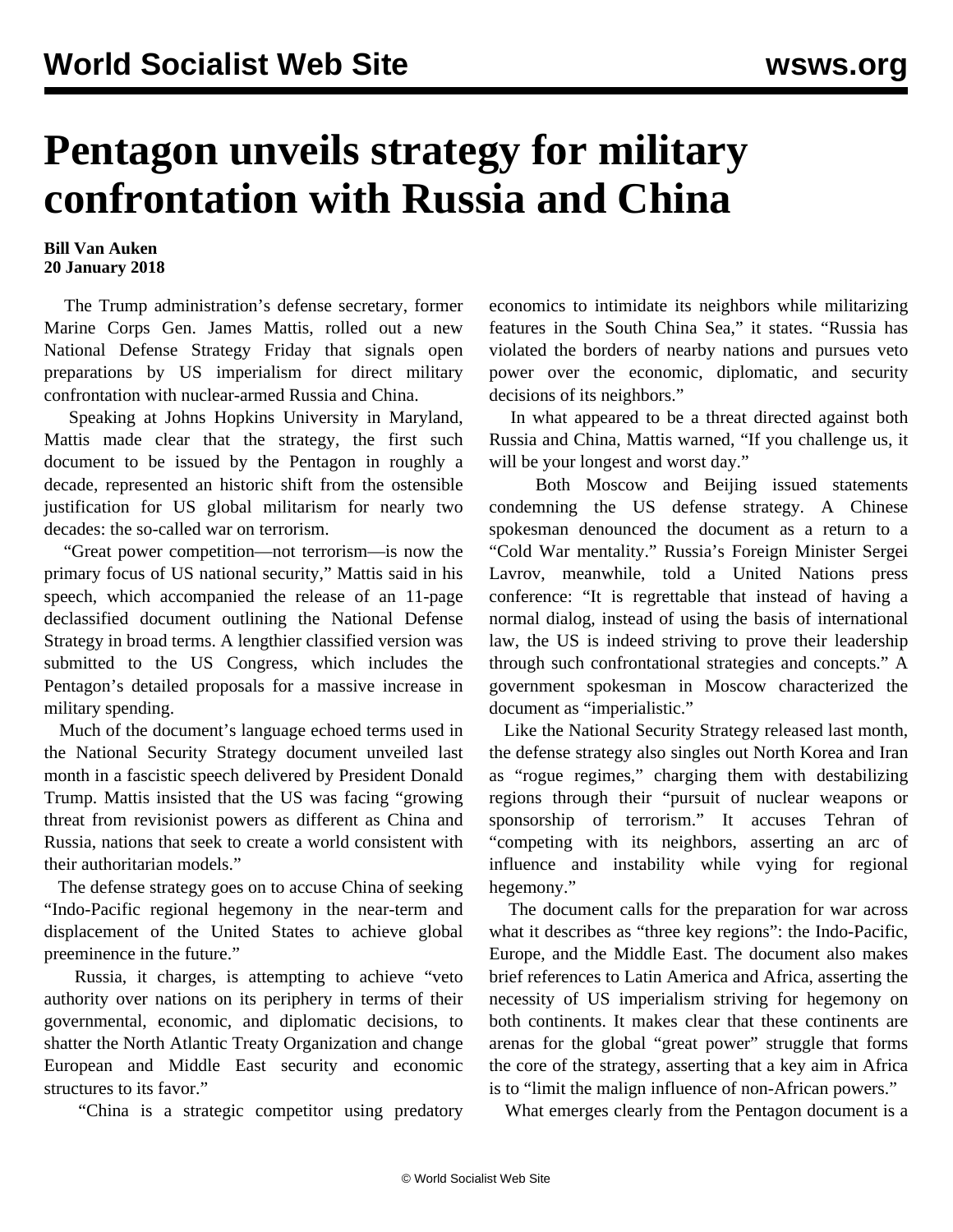# Pentagon unveils strategy for military confrontation with Russia and China

**Bill Van Auken**
**20 January 2018**

The Trump administration's defense secretary, former Marine Corps Gen. James Mattis, rolled out a new National Defense Strategy Friday that signals open preparations by US imperialism for direct military confrontation with nuclear-armed Russia and China.

Speaking at Johns Hopkins University in Maryland, Mattis made clear that the strategy, the first such document to be issued by the Pentagon in roughly a decade, represented an historic shift from the ostensible justification for US global militarism for nearly two decades: the so-called war on terrorism.

"Great power competition—not terrorism—is now the primary focus of US national security," Mattis said in his speech, which accompanied the release of an 11-page declassified document outlining the National Defense Strategy in broad terms. A lengthier classified version was submitted to the US Congress, which includes the Pentagon's detailed proposals for a massive increase in military spending.

Much of the document's language echoed terms used in the National Security Strategy document unveiled last month in a fascistic speech delivered by President Donald Trump. Mattis insisted that the US was facing "growing threat from revisionist powers as different as China and Russia, nations that seek to create a world consistent with their authoritarian models."

The defense strategy goes on to accuse China of seeking "Indo-Pacific regional hegemony in the near-term and displacement of the United States to achieve global preeminence in the future."

Russia, it charges, is attempting to achieve "veto authority over nations on its periphery in terms of their governmental, economic, and diplomatic decisions, to shatter the North Atlantic Treaty Organization and change European and Middle East security and economic structures to its favor."

"China is a strategic competitor using predatory economics to intimidate its neighbors while militarizing features in the South China Sea," it states. "Russia has violated the borders of nearby nations and pursues veto power over the economic, diplomatic, and security decisions of its neighbors."

In what appeared to be a threat directed against both Russia and China, Mattis warned, "If you challenge us, it will be your longest and worst day."

Both Moscow and Beijing issued statements condemning the US defense strategy. A Chinese spokesman denounced the document as a return to a "Cold War mentality." Russia's Foreign Minister Sergei Lavrov, meanwhile, told a United Nations press conference: "It is regrettable that instead of having a normal dialog, instead of using the basis of international law, the US is indeed striving to prove their leadership through such confrontational strategies and concepts." A government spokesman in Moscow characterized the document as "imperialistic."

Like the National Security Strategy released last month, the defense strategy also singles out North Korea and Iran as "rogue regimes," charging them with destabilizing regions through their "pursuit of nuclear weapons or sponsorship of terrorism." It accuses Tehran of "competing with its neighbors, asserting an arc of influence and instability while vying for regional hegemony."

The document calls for the preparation for war across what it describes as "three key regions": the Indo-Pacific, Europe, and the Middle East. The document also makes brief references to Latin America and Africa, asserting the necessity of US imperialism striving for hegemony on both continents. It makes clear that these continents are arenas for the global "great power" struggle that forms the core of the strategy, asserting that a key aim in Africa is to "limit the malign influence of non-African powers."

What emerges clearly from the Pentagon document is a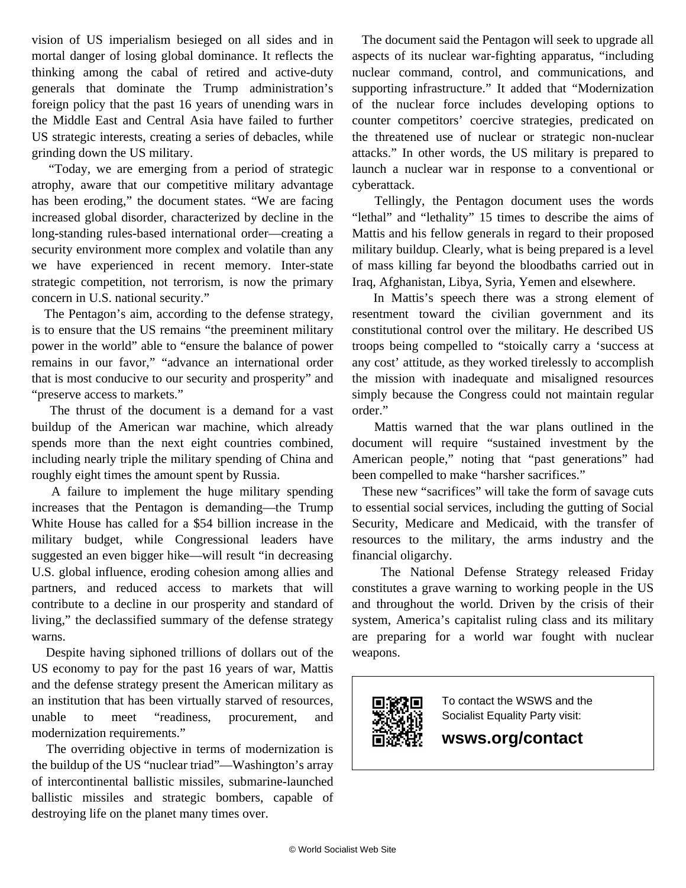vision of US imperialism besieged on all sides and in mortal danger of losing global dominance. It reflects the thinking among the cabal of retired and active-duty generals that dominate the Trump administration's foreign policy that the past 16 years of unending wars in the Middle East and Central Asia have failed to further US strategic interests, creating a series of debacles, while grinding down the US military.

"Today, we are emerging from a period of strategic atrophy, aware that our competitive military advantage has been eroding," the document states. "We are facing increased global disorder, characterized by decline in the long-standing rules-based international order—creating a security environment more complex and volatile than any we have experienced in recent memory. Inter-state strategic competition, not terrorism, is now the primary concern in U.S. national security."

The Pentagon's aim, according to the defense strategy, is to ensure that the US remains "the preeminent military power in the world" able to "ensure the balance of power remains in our favor," "advance an international order that is most conducive to our security and prosperity" and "preserve access to markets."

The thrust of the document is a demand for a vast buildup of the American war machine, which already spends more than the next eight countries combined, including nearly triple the military spending of China and roughly eight times the amount spent by Russia.

A failure to implement the huge military spending increases that the Pentagon is demanding—the Trump White House has called for a $54 billion increase in the military budget, while Congressional leaders have suggested an even bigger hike—will result "in decreasing U.S. global influence, eroding cohesion among allies and partners, and reduced access to markets that will contribute to a decline in our prosperity and standard of living," the declassified summary of the defense strategy warns.

Despite having siphoned trillions of dollars out of the US economy to pay for the past 16 years of war, Mattis and the defense strategy present the American military as an institution that has been virtually starved of resources, unable to meet "readiness, procurement, and modernization requirements."

The overriding objective in terms of modernization is the buildup of the US "nuclear triad"—Washington's array of intercontinental ballistic missiles, submarine-launched ballistic missiles and strategic bombers, capable of destroying life on the planet many times over.

The document said the Pentagon will seek to upgrade all aspects of its nuclear war-fighting apparatus, "including nuclear command, control, and communications, and supporting infrastructure." It added that "Modernization of the nuclear force includes developing options to counter competitors' coercive strategies, predicated on the threatened use of nuclear or strategic non-nuclear attacks." In other words, the US military is prepared to launch a nuclear war in response to a conventional or cyberattack.

Tellingly, the Pentagon document uses the words "lethal" and "lethality" 15 times to describe the aims of Mattis and his fellow generals in regard to their proposed military buildup. Clearly, what is being prepared is a level of mass killing far beyond the bloodbaths carried out in Iraq, Afghanistan, Libya, Syria, Yemen and elsewhere.

In Mattis's speech there was a strong element of resentment toward the civilian government and its constitutional control over the military. He described US troops being compelled to "stoically carry a 'success at any cost' attitude, as they worked tirelessly to accomplish the mission with inadequate and misaligned resources simply because the Congress could not maintain regular order."

Mattis warned that the war plans outlined in the document will require "sustained investment by the American people," noting that "past generations" had been compelled to make "harsher sacrifices."

These new "sacrifices" will take the form of savage cuts to essential social services, including the gutting of Social Security, Medicare and Medicaid, with the transfer of resources to the military, the arms industry and the financial oligarchy.

The National Defense Strategy released Friday constitutes a grave warning to working people in the US and throughout the world. Driven by the crisis of their system, America's capitalist ruling class and its military are preparing for a world war fought with nuclear weapons.

To contact the WSWS and the Socialist Equality Party visit:

**wsws.org/contact**